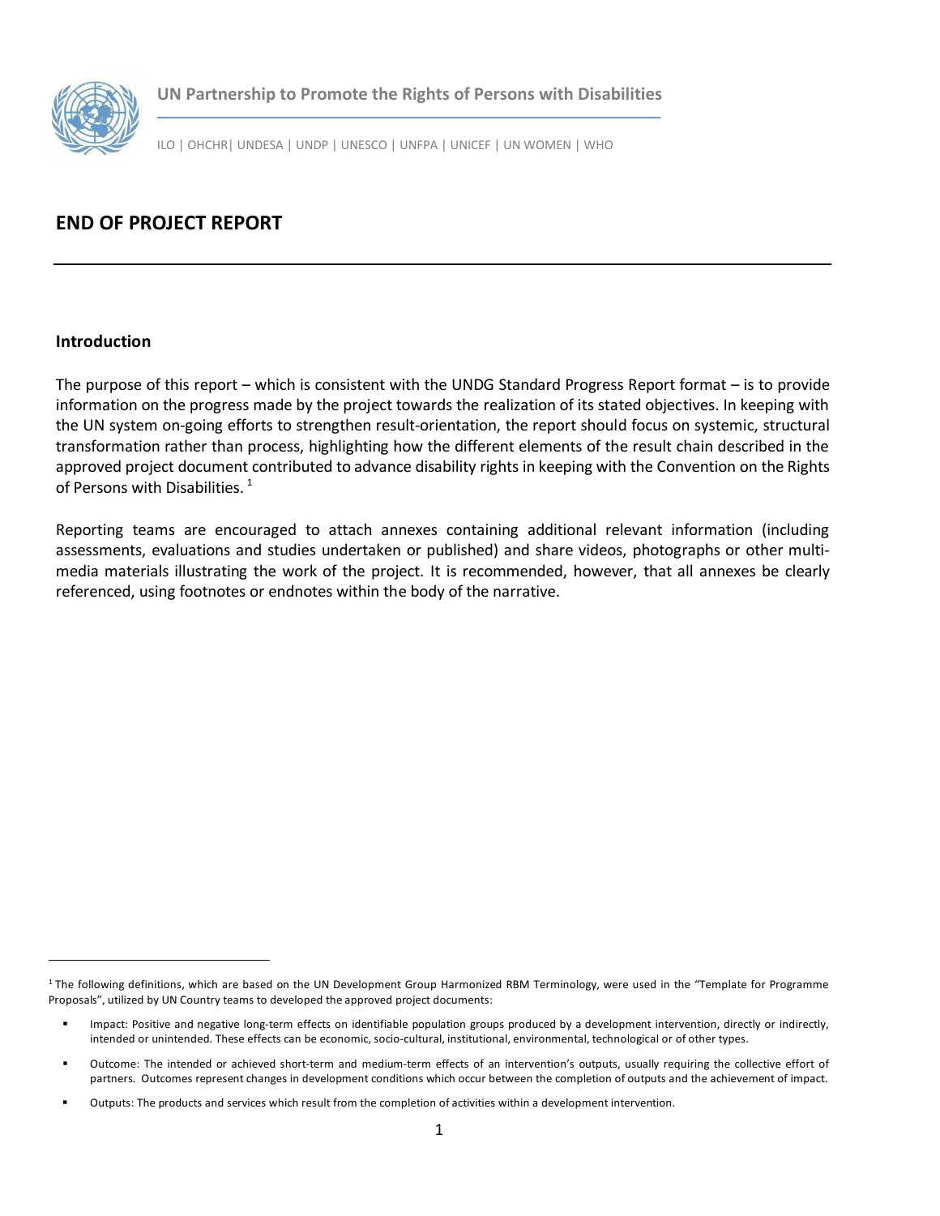**UN Partnership to Promote the Rights of Persons with Disabilities**

ILO | OHCHR| UNDESA | UNDP | UNESCO | UNFPA | UNICEF | UN WOMEN | WHO

# END OF PROJECT REPORT

## Introduction

The purpose of this report – which is consistent with the UNDG Standard Progress Report format – is to provide information on the progress made by the project towards the realization of its stated objectives. In keeping with the UN system on-going efforts to strengthen result-orientation, the report should focus on systemic, structural transformation rather than process, highlighting how the different elements of the result chain described in the approved project document contributed to advance disability rights in keeping with the Convention on the Rights of Persons with Disabilities. [1]

Reporting teams are encouraged to attach annexes containing additional relevant information (including assessments, evaluations and studies undertaken or published) and share videos, photographs or other multi-media materials illustrating the work of the project. It is recommended, however, that all annexes be clearly referenced, using footnotes or endnotes within the body of the narrative.

---

[1] The following definitions, which are based on the UN Development Group Harmonized RBM Terminology, were used in the "Template for Programme Proposals", utilized by UN Country teams to developed the approved project documents:

- Impact: Positive and negative long-term effects on identifiable population groups produced by a development intervention, directly or indirectly, intended or unintended. These effects can be economic, socio-cultural, institutional, environmental, technological or of other types.
- Outcome: The intended or achieved short-term and medium-term effects of an intervention's outputs, usually requiring the collective effort of partners. Outcomes represent changes in development conditions which occur between the completion of outputs and the achievement of impact.
- Outputs: The products and services which result from the completion of activities within a development intervention.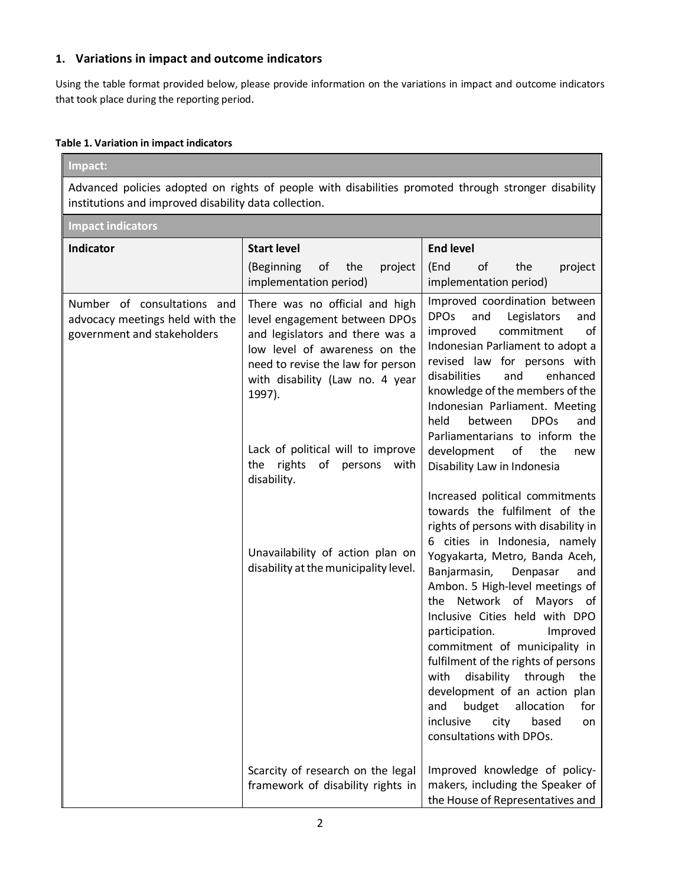## 1. Variations in impact and outcome indicators

Using the table format provided below, please provide information on the variations in impact and outcome indicators that took place during the reporting period.

**Table 1. Variation in impact indicators**

| **Impact:** | | |
|---|---|---|
| Advanced policies adopted on rights of people with disabilities promoted through stronger disability institutions and improved disability data collection. | | |
| **Impact indicators** | | |
| **Indicator** | **Start level** (Beginning of the project implementation period) | **End level** (End of the project implementation period) |
| Number of consultations and advocacy meetings held with the government and stakeholders | There was no official and high level engagement between DPOs and legislators and there was a low level of awareness on the need to revise the law for person with disability (Law no. 4 year 1997). | Improved coordination between DPOs and Legislators and improved commitment of Indonesian Parliament to adopt a revised law for persons with disabilities and enhanced knowledge of the members of the Indonesian Parliament. Meeting held between DPOs and Parliamentarians to inform the development of the new Disability Law in Indonesia |
| | Lack of political will to improve the rights of persons with disability. | Increased political commitments towards the fulfilment of the rights of persons with disability in 6 cities in Indonesia, namely Yogyakarta, Metro, Banda Aceh, Banjarmasin, Denpasar and Ambon. 5 High-level meetings of the Network of Mayors of Inclusive Cities held with DPO participation. Improved commitment of municipality in fulfilment of the rights of persons with disability through the development of an action plan and budget allocation for inclusive city based on consultations with DPOs. |
| | Unavailability of action plan on disability at the municipality level. | |
| | Scarcity of research on the legal framework of disability rights in | Improved knowledge of policy-makers, including the Speaker of the House of Representatives and |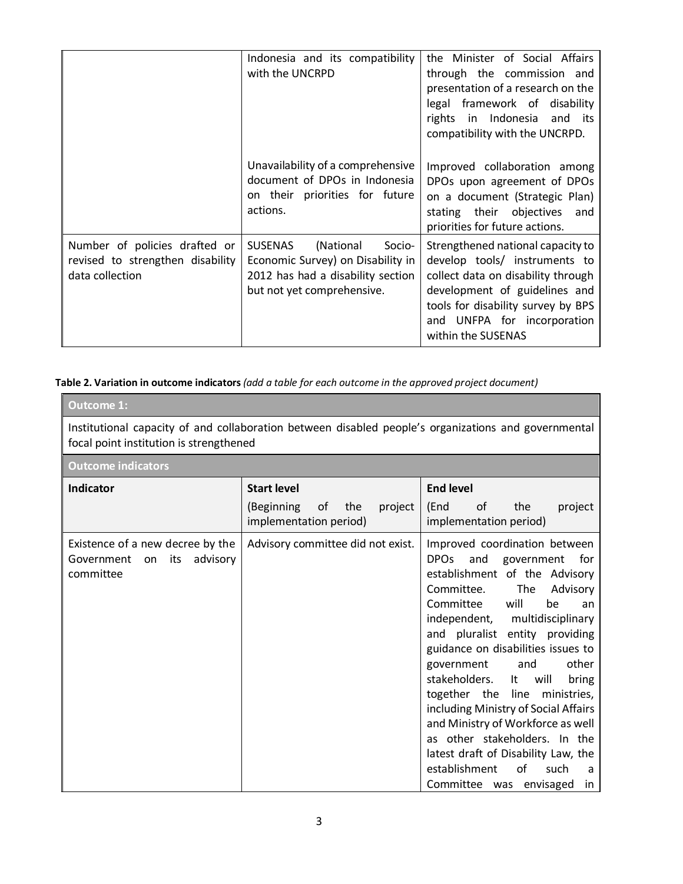| | Indonesia and its compatibility with the UNCRPD | the Minister of Social Affairs through the commission and presentation of a research on the legal framework of disability rights in Indonesia and its compatibility with the UNCRPD. |
|---|---|---|
| | Unavailability of a comprehensive document of DPOs in Indonesia on their priorities for future actions. | Improved collaboration among DPOs upon agreement of DPOs on a document (Strategic Plan) stating their objectives and priorities for future actions. |
| Number of policies drafted or revised to strengthen disability data collection | SUSENAS (National Socio-Economic Survey) on Disability in 2012 has had a disability section but not yet comprehensive. | Strengthened national capacity to develop tools/ instruments to collect data on disability through development of guidelines and tools for disability survey by BPS and UNFPA for incorporation within the SUSENAS |

**Table 2. Variation in outcome indicators** *(add a table for each outcome in the approved project document)*

| **Outcome 1:** | | |
|---|---|---|
| Institutional capacity of and collaboration between disabled people's organizations and governmental focal point institution is strengthened | | |
| **Outcome indicators** | | |
| **Indicator** | **Start level** (Beginning of the project implementation period) | **End level** (End of the project implementation period) |
| Existence of a new decree by the Government on its advisory committee | Advisory committee did not exist. | Improved coordination between DPOs and government for establishment of the Advisory Committee. The Advisory Committee will be an independent, multidisciplinary and pluralist entity providing guidance on disabilities issues to government and other stakeholders. It will bring together the line ministries, including Ministry of Social Affairs and Ministry of Workforce as well as other stakeholders. In the latest draft of Disability Law, the establishment of such a Committee was envisaged in |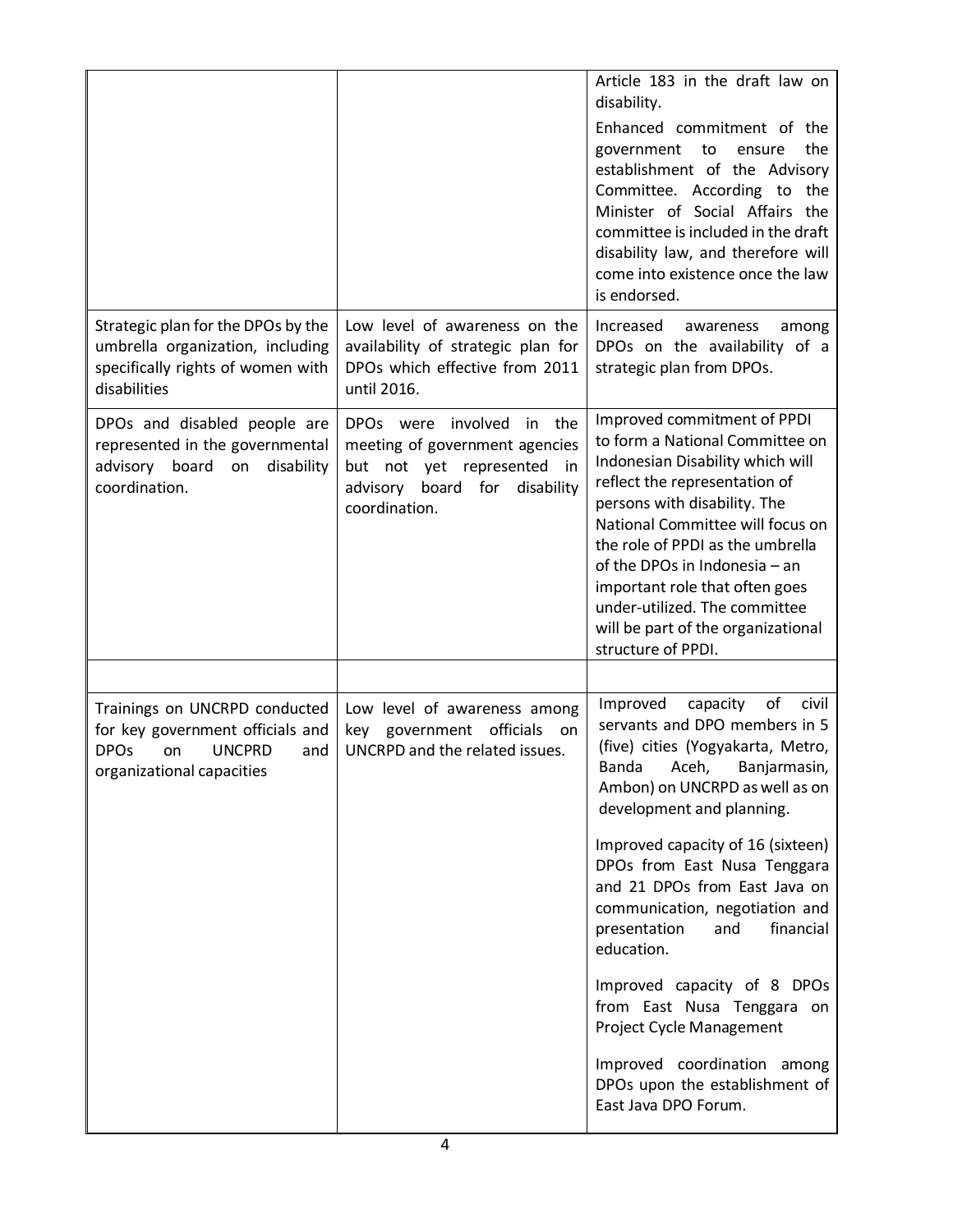| | | |
|---|---|---|
| | | Article 183 in the draft law on disability.<br><br>Enhanced commitment of the government to ensure the establishment of the Advisory Committee. According to the Minister of Social Affairs the committee is included in the draft disability law, and therefore will come into existence once the law is endorsed. |
| Strategic plan for the DPOs by the umbrella organization, including specifically rights of women with disabilities | Low level of awareness on the availability of strategic plan for DPOs which effective from 2011 until 2016. | Increased awareness among DPOs on the availability of a strategic plan from DPOs. |
| DPOs and disabled people are represented in the governmental advisory board on disability coordination. | DPOs were involved in the meeting of government agencies but not yet represented in advisory board for disability coordination. | Improved commitment of PPDI to form a National Committee on Indonesian Disability which will reflect the representation of persons with disability. The National Committee will focus on the role of PPDI as the umbrella of the DPOs in Indonesia – an important role that often goes under-utilized. The committee will be part of the organizational structure of PPDI. |
| | | |
| Trainings on UNCRPD conducted for key government officials and DPOs on UNCRPD and organizational capacities | Low level of awareness among key government officials on UNCRPD and the related issues. | Improved capacity of civil servants and DPO members in 5 (five) cities (Yogyakarta, Metro, Banda Aceh, Banjarmasin, Ambon) on UNCRPD as well as on development and planning.<br><br>Improved capacity of 16 (sixteen) DPOs from East Nusa Tenggara and 21 DPOs from East Java on communication, negotiation and presentation and financial education.<br><br>Improved capacity of 8 DPOs from East Nusa Tenggara on Project Cycle Management<br><br>Improved coordination among DPOs upon the establishment of East Java DPO Forum. |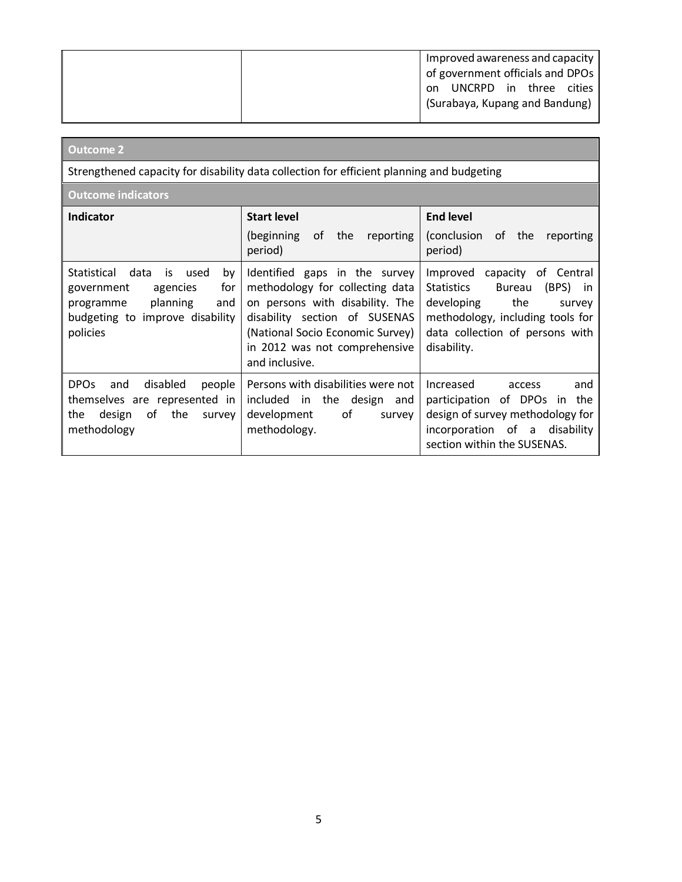| | | |
|---|---|---|
| | | Improved awareness and capacity of government officials and DPOs on UNCRPD in three cities (Surabaya, Kupang and Bandung) |

| **Outcome 2** | | |
|---|---|---|
| Strengthened capacity for disability data collection for efficient planning and budgeting | | |
| **Outcome indicators** | | |
| **Indicator** | **Start level** (beginning of the reporting period) | **End level** (conclusion of the reporting period) |
| Statistical data is used by government agencies for programme planning and budgeting to improve disability policies | Identified gaps in the survey methodology for collecting data on persons with disability. The disability section of SUSENAS (National Socio Economic Survey) in 2012 was not comprehensive and inclusive. | Improved capacity of Central Statistics Bureau (BPS) in developing the survey methodology, including tools for data collection of persons with disability. |
| DPOs and disabled people themselves are represented in the design of the survey methodology | Persons with disabilities were not included in the design and development of survey methodology. | Increased access and participation of DPOs in the design of survey methodology for incorporation of a disability section within the SUSENAS. |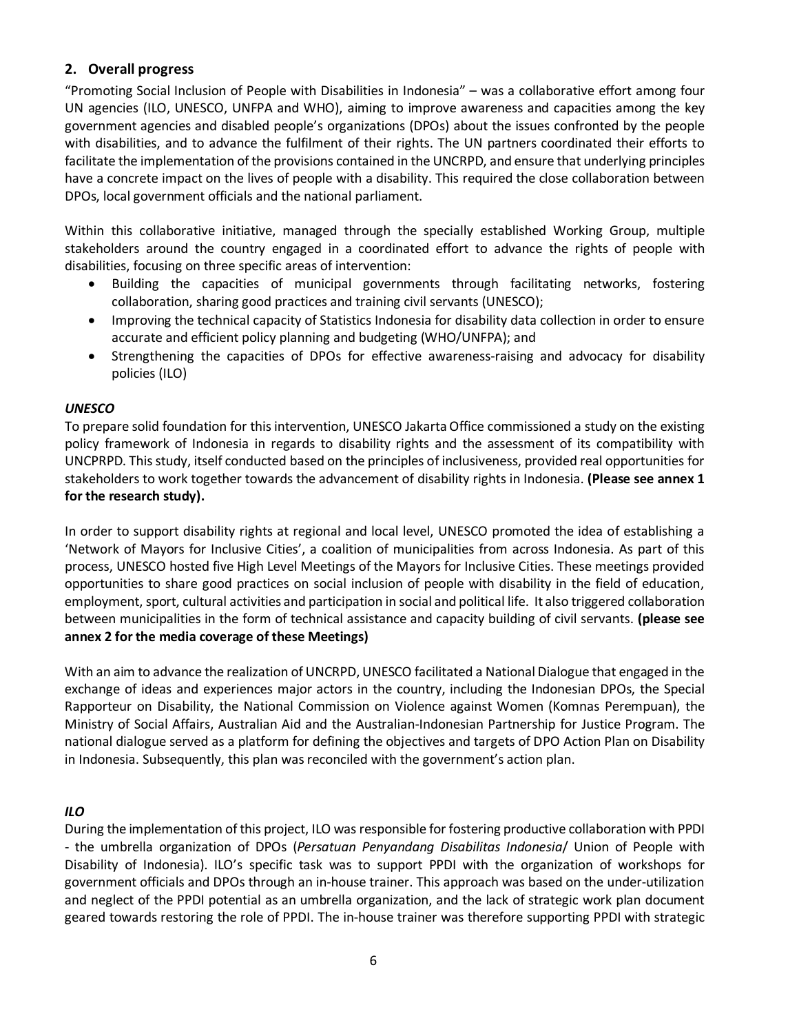## 2. Overall progress

"Promoting Social Inclusion of People with Disabilities in Indonesia" – was a collaborative effort among four UN agencies (ILO, UNESCO, UNFPA and WHO), aiming to improve awareness and capacities among the key government agencies and disabled people's organizations (DPOs) about the issues confronted by the people with disabilities, and to advance the fulfilment of their rights. The UN partners coordinated their efforts to facilitate the implementation of the provisions contained in the UNCRPD, and ensure that underlying principles have a concrete impact on the lives of people with a disability. This required the close collaboration between DPOs, local government officials and the national parliament.

Within this collaborative initiative, managed through the specially established Working Group, multiple stakeholders around the country engaged in a coordinated effort to advance the rights of people with disabilities, focusing on three specific areas of intervention:

- Building the capacities of municipal governments through facilitating networks, fostering collaboration, sharing good practices and training civil servants (UNESCO);
- Improving the technical capacity of Statistics Indonesia for disability data collection in order to ensure accurate and efficient policy planning and budgeting (WHO/UNFPA); and
- Strengthening the capacities of DPOs for effective awareness-raising and advocacy for disability policies (ILO)

### *UNESCO*

To prepare solid foundation for this intervention, UNESCO Jakarta Office commissioned a study on the existing policy framework of Indonesia in regards to disability rights and the assessment of its compatibility with UNCPRPD. This study, itself conducted based on the principles of inclusiveness, provided real opportunities for stakeholders to work together towards the advancement of disability rights in Indonesia. **(Please see annex 1 for the research study).**

In order to support disability rights at regional and local level, UNESCO promoted the idea of establishing a 'Network of Mayors for Inclusive Cities', a coalition of municipalities from across Indonesia. As part of this process, UNESCO hosted five High Level Meetings of the Mayors for Inclusive Cities. These meetings provided opportunities to share good practices on social inclusion of people with disability in the field of education, employment, sport, cultural activities and participation in social and political life. It also triggered collaboration between municipalities in the form of technical assistance and capacity building of civil servants. **(please see annex 2 for the media coverage of these Meetings)**

With an aim to advance the realization of UNCRPD, UNESCO facilitated a National Dialogue that engaged in the exchange of ideas and experiences major actors in the country, including the Indonesian DPOs, the Special Rapporteur on Disability, the National Commission on Violence against Women (Komnas Perempuan), the Ministry of Social Affairs, Australian Aid and the Australian-Indonesian Partnership for Justice Program. The national dialogue served as a platform for defining the objectives and targets of DPO Action Plan on Disability in Indonesia. Subsequently, this plan was reconciled with the government's action plan.

### *ILO*

During the implementation of this project, ILO was responsible for fostering productive collaboration with PPDI - the umbrella organization of DPOs (*Persatuan Penyandang Disabilitas Indonesia*/ Union of People with Disability of Indonesia). ILO's specific task was to support PPDI with the organization of workshops for government officials and DPOs through an in-house trainer. This approach was based on the under-utilization and neglect of the PPDI potential as an umbrella organization, and the lack of strategic work plan document geared towards restoring the role of PPDI. The in-house trainer was therefore supporting PPDI with strategic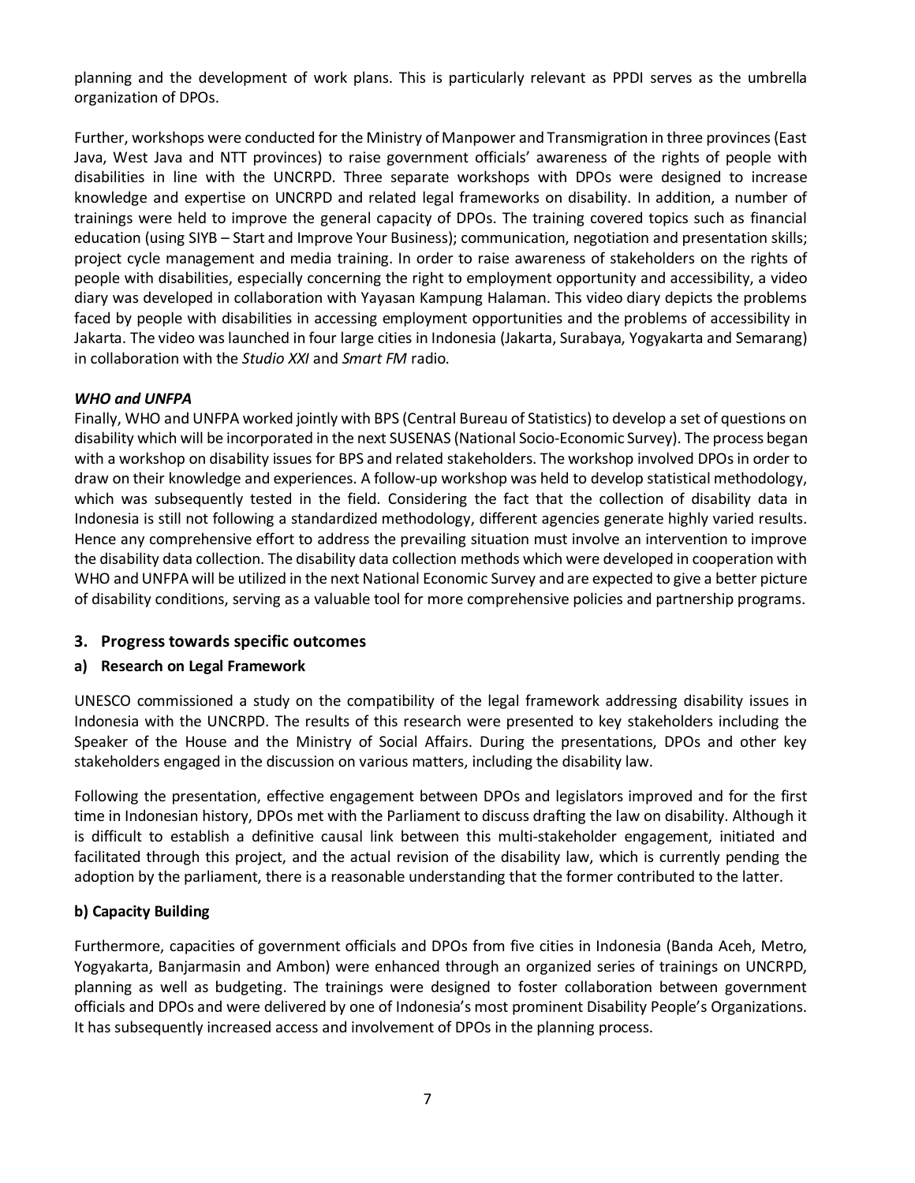planning and the development of work plans. This is particularly relevant as PPDI serves as the umbrella organization of DPOs.

Further, workshops were conducted for the Ministry of Manpower and Transmigration in three provinces (East Java, West Java and NTT provinces) to raise government officials' awareness of the rights of people with disabilities in line with the UNCRPD. Three separate workshops with DPOs were designed to increase knowledge and expertise on UNCRPD and related legal frameworks on disability. In addition, a number of trainings were held to improve the general capacity of DPOs. The training covered topics such as financial education (using SIYB – Start and Improve Your Business); communication, negotiation and presentation skills; project cycle management and media training. In order to raise awareness of stakeholders on the rights of people with disabilities, especially concerning the right to employment opportunity and accessibility, a video diary was developed in collaboration with Yayasan Kampung Halaman. This video diary depicts the problems faced by people with disabilities in accessing employment opportunities and the problems of accessibility in Jakarta. The video was launched in four large cities in Indonesia (Jakarta, Surabaya, Yogyakarta and Semarang) in collaboration with the *Studio XXI* and *Smart FM* radio.

***WHO and UNFPA***

Finally, WHO and UNFPA worked jointly with BPS (Central Bureau of Statistics) to develop a set of questions on disability which will be incorporated in the next SUSENAS (National Socio-Economic Survey). The process began with a workshop on disability issues for BPS and related stakeholders. The workshop involved DPOs in order to draw on their knowledge and experiences. A follow-up workshop was held to develop statistical methodology, which was subsequently tested in the field. Considering the fact that the collection of disability data in Indonesia is still not following a standardized methodology, different agencies generate highly varied results. Hence any comprehensive effort to address the prevailing situation must involve an intervention to improve the disability data collection. The disability data collection methods which were developed in cooperation with WHO and UNFPA will be utilized in the next National Economic Survey and are expected to give a better picture of disability conditions, serving as a valuable tool for more comprehensive policies and partnership programs.

## 3. Progress towards specific outcomes

### a) Research on Legal Framework

UNESCO commissioned a study on the compatibility of the legal framework addressing disability issues in Indonesia with the UNCRPD. The results of this research were presented to key stakeholders including the Speaker of the House and the Ministry of Social Affairs. During the presentations, DPOs and other key stakeholders engaged in the discussion on various matters, including the disability law.

Following the presentation, effective engagement between DPOs and legislators improved and for the first time in Indonesian history, DPOs met with the Parliament to discuss drafting the law on disability. Although it is difficult to establish a definitive causal link between this multi-stakeholder engagement, initiated and facilitated through this project, and the actual revision of the disability law, which is currently pending the adoption by the parliament, there is a reasonable understanding that the former contributed to the latter.

### b) Capacity Building

Furthermore, capacities of government officials and DPOs from five cities in Indonesia (Banda Aceh, Metro, Yogyakarta, Banjarmasin and Ambon) were enhanced through an organized series of trainings on UNCRPD, planning as well as budgeting. The trainings were designed to foster collaboration between government officials and DPOs and were delivered by one of Indonesia's most prominent Disability People's Organizations. It has subsequently increased access and involvement of DPOs in the planning process.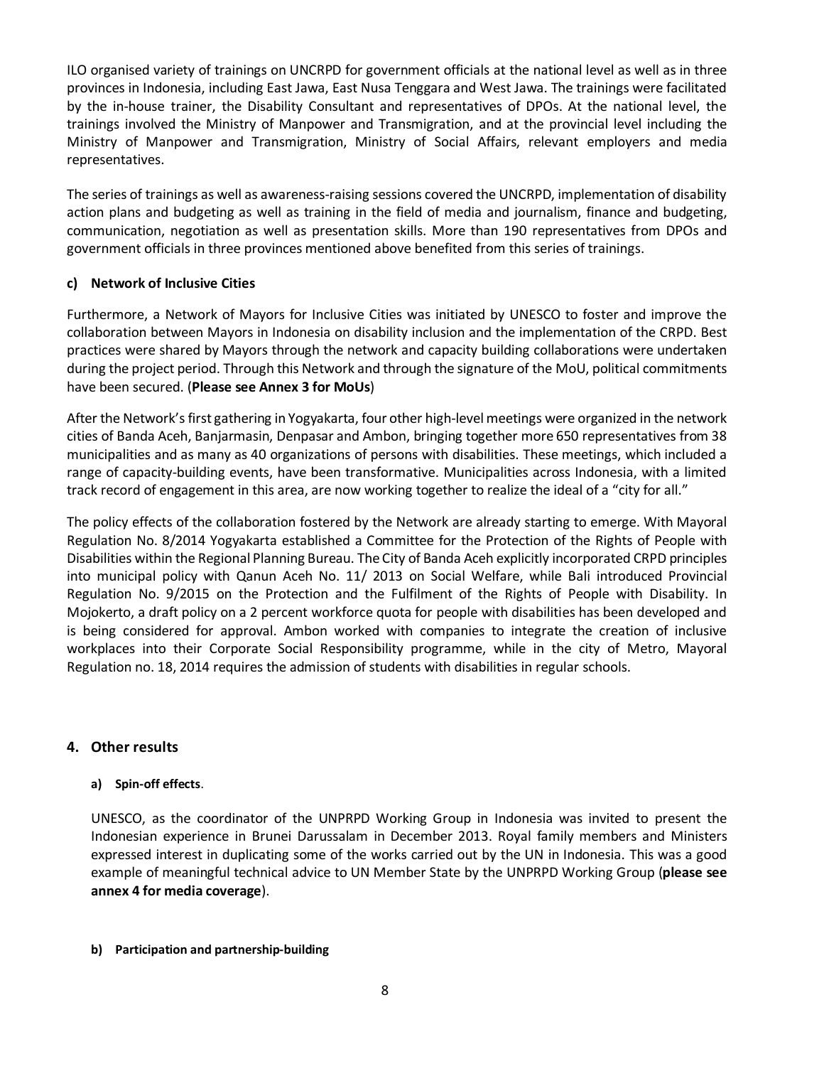ILO organised variety of trainings on UNCRPD for government officials at the national level as well as in three provinces in Indonesia, including East Jawa, East Nusa Tenggara and West Jawa. The trainings were facilitated by the in-house trainer, the Disability Consultant and representatives of DPOs. At the national level, the trainings involved the Ministry of Manpower and Transmigration, and at the provincial level including the Ministry of Manpower and Transmigration, Ministry of Social Affairs, relevant employers and media representatives.

The series of trainings as well as awareness-raising sessions covered the UNCRPD, implementation of disability action plans and budgeting as well as training in the field of media and journalism, finance and budgeting, communication, negotiation as well as presentation skills. More than 190 representatives from DPOs and government officials in three provinces mentioned above benefited from this series of trainings.

#### c) Network of Inclusive Cities

Furthermore, a Network of Mayors for Inclusive Cities was initiated by UNESCO to foster and improve the collaboration between Mayors in Indonesia on disability inclusion and the implementation of the CRPD. Best practices were shared by Mayors through the network and capacity building collaborations were undertaken during the project period. Through this Network and through the signature of the MoU, political commitments have been secured. (**Please see Annex 3 for MoUs**)

After the Network's first gathering in Yogyakarta, four other high-level meetings were organized in the network cities of Banda Aceh, Banjarmasin, Denpasar and Ambon, bringing together more 650 representatives from 38 municipalities and as many as 40 organizations of persons with disabilities. These meetings, which included a range of capacity-building events, have been transformative. Municipalities across Indonesia, with a limited track record of engagement in this area, are now working together to realize the ideal of a "city for all."

The policy effects of the collaboration fostered by the Network are already starting to emerge. With Mayoral Regulation No. 8/2014 Yogyakarta established a Committee for the Protection of the Rights of People with Disabilities within the Regional Planning Bureau. The City of Banda Aceh explicitly incorporated CRPD principles into municipal policy with Qanun Aceh No. 11/ 2013 on Social Welfare, while Bali introduced Provincial Regulation No. 9/2015 on the Protection and the Fulfilment of the Rights of People with Disability. In Mojokerto, a draft policy on a 2 percent workforce quota for people with disabilities has been developed and is being considered for approval. Ambon worked with companies to integrate the creation of inclusive workplaces into their Corporate Social Responsibility programme, while in the city of Metro, Mayoral Regulation no. 18, 2014 requires the admission of students with disabilities in regular schools.

## 4. Other results

#### a) Spin-off effects.

UNESCO, as the coordinator of the UNPRPD Working Group in Indonesia was invited to present the Indonesian experience in Brunei Darussalam in December 2013. Royal family members and Ministers expressed interest in duplicating some of the works carried out by the UN in Indonesia. This was a good example of meaningful technical advice to UN Member State by the UNPRPD Working Group (**please see annex 4 for media coverage**).

#### b) Participation and partnership-building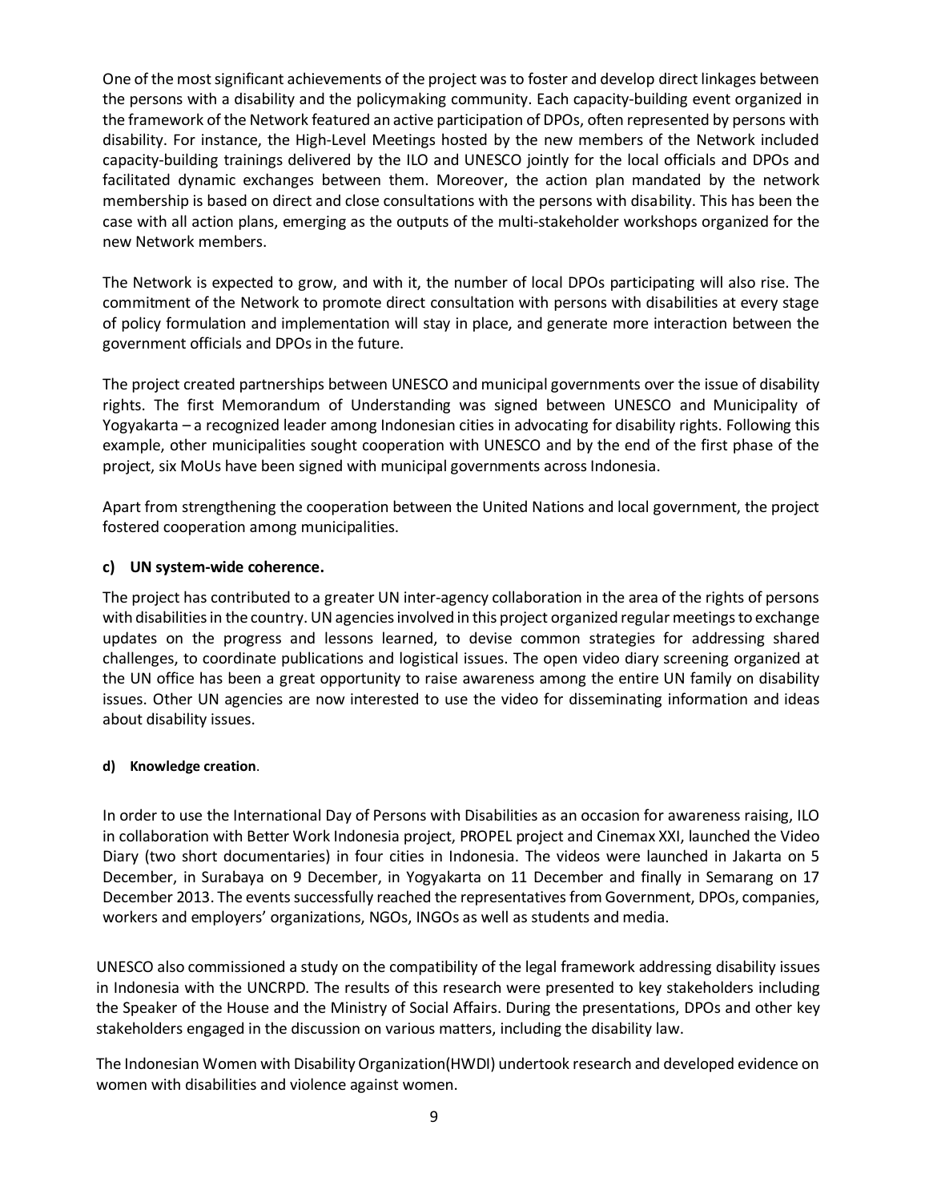One of the most significant achievements of the project was to foster and develop direct linkages between the persons with a disability and the policymaking community. Each capacity-building event organized in the framework of the Network featured an active participation of DPOs, often represented by persons with disability. For instance, the High-Level Meetings hosted by the new members of the Network included capacity-building trainings delivered by the ILO and UNESCO jointly for the local officials and DPOs and facilitated dynamic exchanges between them. Moreover, the action plan mandated by the network membership is based on direct and close consultations with the persons with disability. This has been the case with all action plans, emerging as the outputs of the multi-stakeholder workshops organized for the new Network members.

The Network is expected to grow, and with it, the number of local DPOs participating will also rise. The commitment of the Network to promote direct consultation with persons with disabilities at every stage of policy formulation and implementation will stay in place, and generate more interaction between the government officials and DPOs in the future.

The project created partnerships between UNESCO and municipal governments over the issue of disability rights. The first Memorandum of Understanding was signed between UNESCO and Municipality of Yogyakarta – a recognized leader among Indonesian cities in advocating for disability rights. Following this example, other municipalities sought cooperation with UNESCO and by the end of the first phase of the project, six MoUs have been signed with municipal governments across Indonesia.

Apart from strengthening the cooperation between the United Nations and local government, the project fostered cooperation among municipalities.

**c) UN system-wide coherence.**

The project has contributed to a greater UN inter-agency collaboration in the area of the rights of persons with disabilities in the country. UN agencies involved in this project organized regular meetings to exchange updates on the progress and lessons learned, to devise common strategies for addressing shared challenges, to coordinate publications and logistical issues. The open video diary screening organized at the UN office has been a great opportunity to raise awareness among the entire UN family on disability issues. Other UN agencies are now interested to use the video for disseminating information and ideas about disability issues.

**d) Knowledge creation**.

In order to use the International Day of Persons with Disabilities as an occasion for awareness raising, ILO in collaboration with Better Work Indonesia project, PROPEL project and Cinemax XXI, launched the Video Diary (two short documentaries) in four cities in Indonesia. The videos were launched in Jakarta on 5 December, in Surabaya on 9 December, in Yogyakarta on 11 December and finally in Semarang on 17 December 2013. The events successfully reached the representatives from Government, DPOs, companies, workers and employers' organizations, NGOs, INGOs as well as students and media.

UNESCO also commissioned a study on the compatibility of the legal framework addressing disability issues in Indonesia with the UNCRPD. The results of this research were presented to key stakeholders including the Speaker of the House and the Ministry of Social Affairs. During the presentations, DPOs and other key stakeholders engaged in the discussion on various matters, including the disability law.

The Indonesian Women with Disability Organization(HWDI) undertook research and developed evidence on women with disabilities and violence against women.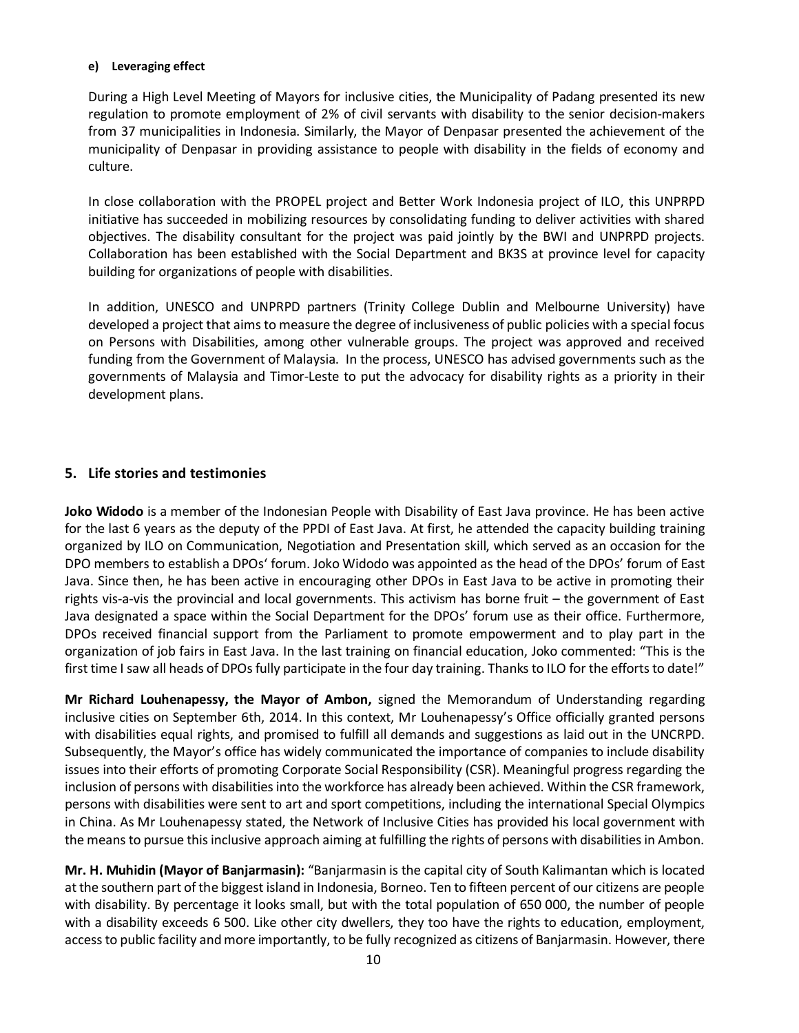#### e) Leveraging effect

During a High Level Meeting of Mayors for inclusive cities, the Municipality of Padang presented its new regulation to promote employment of 2% of civil servants with disability to the senior decision-makers from 37 municipalities in Indonesia. Similarly, the Mayor of Denpasar presented the achievement of the municipality of Denpasar in providing assistance to people with disability in the fields of economy and culture.

In close collaboration with the PROPEL project and Better Work Indonesia project of ILO, this UNPRPD initiative has succeeded in mobilizing resources by consolidating funding to deliver activities with shared objectives. The disability consultant for the project was paid jointly by the BWI and UNPRPD projects. Collaboration has been established with the Social Department and BK3S at province level for capacity building for organizations of people with disabilities.

In addition, UNESCO and UNPRPD partners (Trinity College Dublin and Melbourne University) have developed a project that aims to measure the degree of inclusiveness of public policies with a special focus on Persons with Disabilities, among other vulnerable groups. The project was approved and received funding from the Government of Malaysia. In the process, UNESCO has advised governments such as the governments of Malaysia and Timor-Leste to put the advocacy for disability rights as a priority in their development plans.

## 5. Life stories and testimonies

**Joko Widodo** is a member of the Indonesian People with Disability of East Java province. He has been active for the last 6 years as the deputy of the PPDI of East Java. At first, he attended the capacity building training organized by ILO on Communication, Negotiation and Presentation skill, which served as an occasion for the DPO members to establish a DPOs' forum. Joko Widodo was appointed as the head of the DPOs' forum of East Java. Since then, he has been active in encouraging other DPOs in East Java to be active in promoting their rights vis-a-vis the provincial and local governments. This activism has borne fruit – the government of East Java designated a space within the Social Department for the DPOs' forum use as their office. Furthermore, DPOs received financial support from the Parliament to promote empowerment and to play part in the organization of job fairs in East Java. In the last training on financial education, Joko commented: "This is the first time I saw all heads of DPOs fully participate in the four day training. Thanks to ILO for the efforts to date!"

**Mr Richard Louhenapessy, the Mayor of Ambon,** signed the Memorandum of Understanding regarding inclusive cities on September 6th, 2014. In this context, Mr Louhenapessy's Office officially granted persons with disabilities equal rights, and promised to fulfill all demands and suggestions as laid out in the UNCRPD. Subsequently, the Mayor's office has widely communicated the importance of companies to include disability issues into their efforts of promoting Corporate Social Responsibility (CSR). Meaningful progress regarding the inclusion of persons with disabilities into the workforce has already been achieved. Within the CSR framework, persons with disabilities were sent to art and sport competitions, including the international Special Olympics in China. As Mr Louhenapessy stated, the Network of Inclusive Cities has provided his local government with the means to pursue this inclusive approach aiming at fulfilling the rights of persons with disabilities in Ambon.

**Mr. H. Muhidin (Mayor of Banjarmasin):** "Banjarmasin is the capital city of South Kalimantan which is located at the southern part of the biggest island in Indonesia, Borneo. Ten to fifteen percent of our citizens are people with disability. By percentage it looks small, but with the total population of 650 000, the number of people with a disability exceeds 6 500. Like other city dwellers, they too have the rights to education, employment, access to public facility and more importantly, to be fully recognized as citizens of Banjarmasin. However, there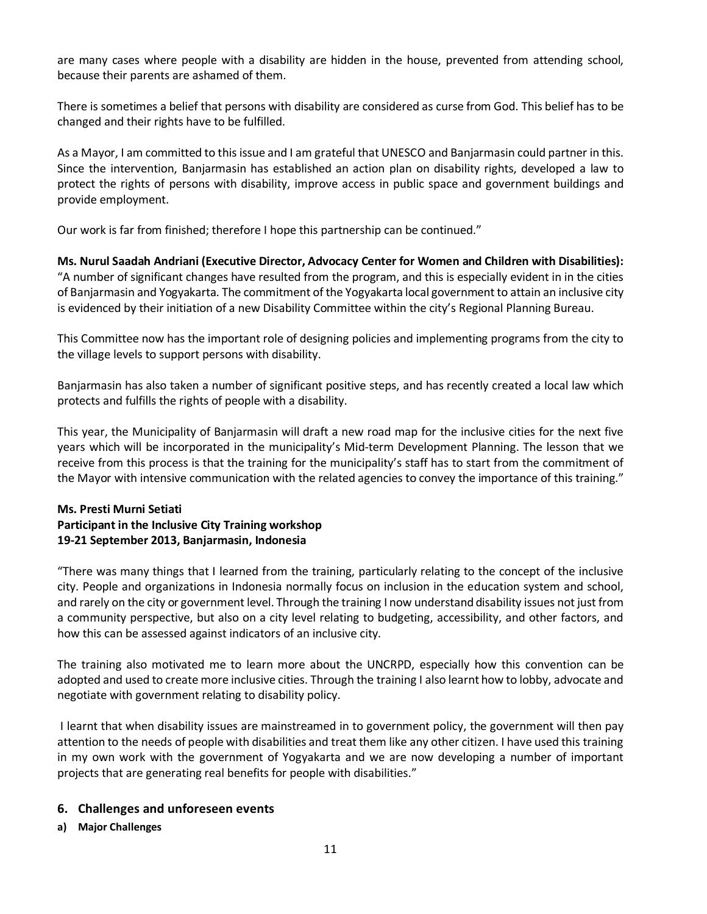are many cases where people with a disability are hidden in the house, prevented from attending school, because their parents are ashamed of them.

There is sometimes a belief that persons with disability are considered as curse from God. This belief has to be changed and their rights have to be fulfilled.

As a Mayor, I am committed to this issue and I am grateful that UNESCO and Banjarmasin could partner in this. Since the intervention, Banjarmasin has established an action plan on disability rights, developed a law to protect the rights of persons with disability, improve access in public space and government buildings and provide employment.

Our work is far from finished; therefore I hope this partnership can be continued."

**Ms. Nurul Saadah Andriani (Executive Director, Advocacy Center for Women and Children with Disabilities):** "A number of significant changes have resulted from the program, and this is especially evident in in the cities of Banjarmasin and Yogyakarta. The commitment of the Yogyakarta local government to attain an inclusive city is evidenced by their initiation of a new Disability Committee within the city's Regional Planning Bureau.

This Committee now has the important role of designing policies and implementing programs from the city to the village levels to support persons with disability.

Banjarmasin has also taken a number of significant positive steps, and has recently created a local law which protects and fulfills the rights of people with a disability.

This year, the Municipality of Banjarmasin will draft a new road map for the inclusive cities for the next five years which will be incorporated in the municipality's Mid-term Development Planning. The lesson that we receive from this process is that the training for the municipality's staff has to start from the commitment of the Mayor with intensive communication with the related agencies to convey the importance of this training."

**Ms. Presti Murni Setiati**
**Participant in the Inclusive City Training workshop**
**19-21 September 2013, Banjarmasin, Indonesia**

"There was many things that I learned from the training, particularly relating to the concept of the inclusive city. People and organizations in Indonesia normally focus on inclusion in the education system and school, and rarely on the city or government level. Through the training I now understand disability issues not just from a community perspective, but also on a city level relating to budgeting, accessibility, and other factors, and how this can be assessed against indicators of an inclusive city.

The training also motivated me to learn more about the UNCRPD, especially how this convention can be adopted and used to create more inclusive cities. Through the training I also learnt how to lobby, advocate and negotiate with government relating to disability policy.

I learnt that when disability issues are mainstreamed in to government policy, the government will then pay attention to the needs of people with disabilities and treat them like any other citizen. I have used this training in my own work with the government of Yogyakarta and we are now developing a number of important projects that are generating real benefits for people with disabilities."

## 6. Challenges and unforeseen events

**a) Major Challenges**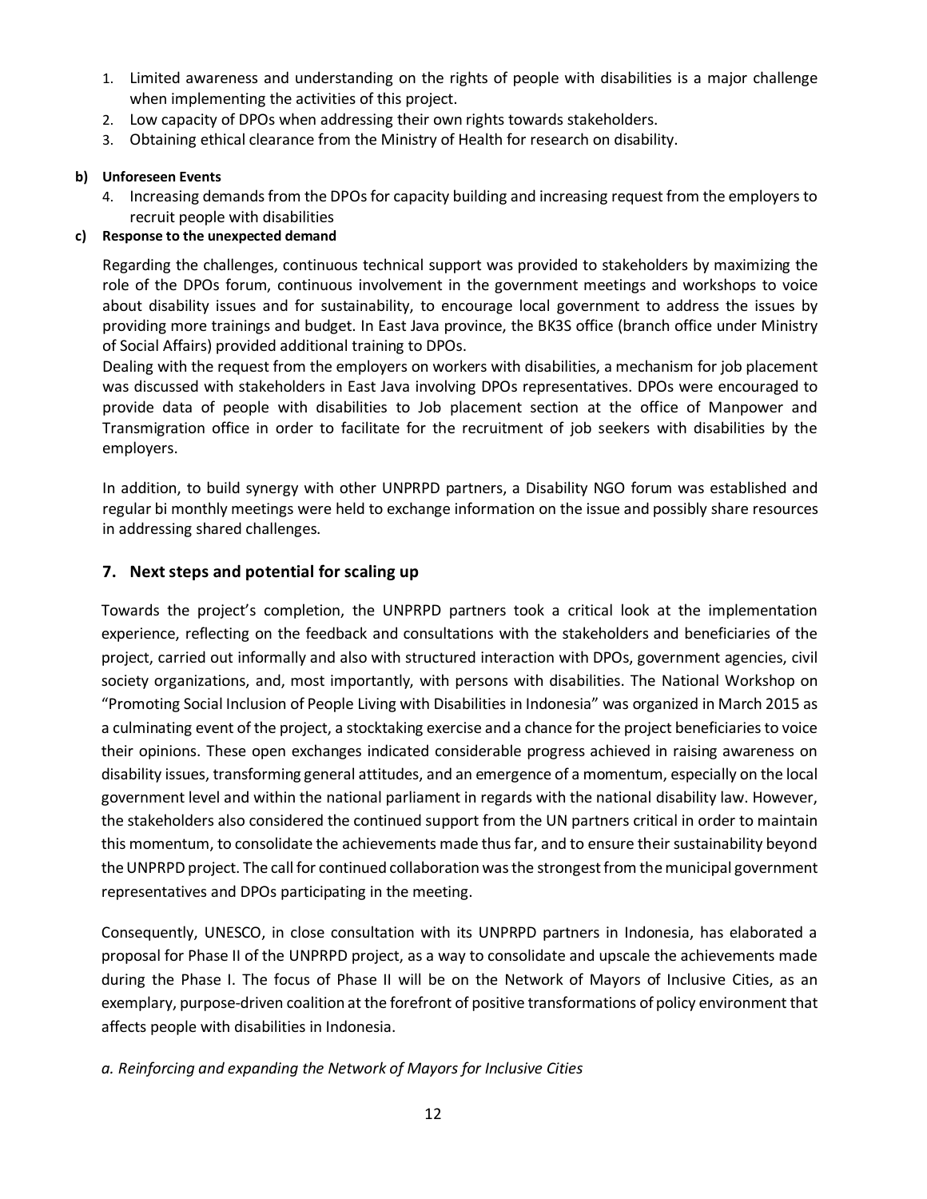1. Limited awareness and understanding on the rights of people with disabilities is a major challenge when implementing the activities of this project.
2. Low capacity of DPOs when addressing their own rights towards stakeholders.
3. Obtaining ethical clearance from the Ministry of Health for research on disability.

**b) Unforeseen Events**

4. Increasing demands from the DPOs for capacity building and increasing request from the employers to recruit people with disabilities

**c) Response to the unexpected demand**

Regarding the challenges, continuous technical support was provided to stakeholders by maximizing the role of the DPOs forum, continuous involvement in the government meetings and workshops to voice about disability issues and for sustainability, to encourage local government to address the issues by providing more trainings and budget. In East Java province, the BK3S office (branch office under Ministry of Social Affairs) provided additional training to DPOs.

Dealing with the request from the employers on workers with disabilities, a mechanism for job placement was discussed with stakeholders in East Java involving DPOs representatives. DPOs were encouraged to provide data of people with disabilities to Job placement section at the office of Manpower and Transmigration office in order to facilitate for the recruitment of job seekers with disabilities by the employers.

In addition, to build synergy with other UNPRPD partners, a Disability NGO forum was established and regular bi monthly meetings were held to exchange information on the issue and possibly share resources in addressing shared challenges.

## 7. Next steps and potential for scaling up

Towards the project's completion, the UNPRPD partners took a critical look at the implementation experience, reflecting on the feedback and consultations with the stakeholders and beneficiaries of the project, carried out informally and also with structured interaction with DPOs, government agencies, civil society organizations, and, most importantly, with persons with disabilities. The National Workshop on "Promoting Social Inclusion of People Living with Disabilities in Indonesia" was organized in March 2015 as a culminating event of the project, a stocktaking exercise and a chance for the project beneficiaries to voice their opinions. These open exchanges indicated considerable progress achieved in raising awareness on disability issues, transforming general attitudes, and an emergence of a momentum, especially on the local government level and within the national parliament in regards with the national disability law. However, the stakeholders also considered the continued support from the UN partners critical in order to maintain this momentum, to consolidate the achievements made thus far, and to ensure their sustainability beyond the UNPRPD project. The call for continued collaboration was the strongest from the municipal government representatives and DPOs participating in the meeting.

Consequently, UNESCO, in close consultation with its UNPRPD partners in Indonesia, has elaborated a proposal for Phase II of the UNPRPD project, as a way to consolidate and upscale the achievements made during the Phase I. The focus of Phase II will be on the Network of Mayors of Inclusive Cities, as an exemplary, purpose-driven coalition at the forefront of positive transformations of policy environment that affects people with disabilities in Indonesia.

*a. Reinforcing and expanding the Network of Mayors for Inclusive Cities*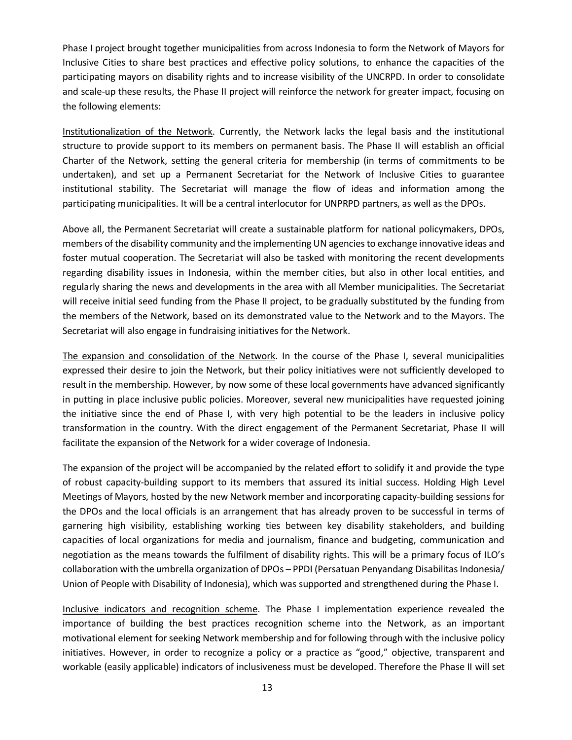Phase I project brought together municipalities from across Indonesia to form the Network of Mayors for Inclusive Cities to share best practices and effective policy solutions, to enhance the capacities of the participating mayors on disability rights and to increase visibility of the UNCRPD. In order to consolidate and scale-up these results, the Phase II project will reinforce the network for greater impact, focusing on the following elements:

<u>Institutionalization of the Network</u>. Currently, the Network lacks the legal basis and the institutional structure to provide support to its members on permanent basis. The Phase II will establish an official Charter of the Network, setting the general criteria for membership (in terms of commitments to be undertaken), and set up a Permanent Secretariat for the Network of Inclusive Cities to guarantee institutional stability. The Secretariat will manage the flow of ideas and information among the participating municipalities. It will be a central interlocutor for UNPRPD partners, as well as the DPOs.

Above all, the Permanent Secretariat will create a sustainable platform for national policymakers, DPOs, members of the disability community and the implementing UN agencies to exchange innovative ideas and foster mutual cooperation. The Secretariat will also be tasked with monitoring the recent developments regarding disability issues in Indonesia, within the member cities, but also in other local entities, and regularly sharing the news and developments in the area with all Member municipalities. The Secretariat will receive initial seed funding from the Phase II project, to be gradually substituted by the funding from the members of the Network, based on its demonstrated value to the Network and to the Mayors. The Secretariat will also engage in fundraising initiatives for the Network.

<u>The expansion and consolidation of the Network</u>. In the course of the Phase I, several municipalities expressed their desire to join the Network, but their policy initiatives were not sufficiently developed to result in the membership. However, by now some of these local governments have advanced significantly in putting in place inclusive public policies. Moreover, several new municipalities have requested joining the initiative since the end of Phase I, with very high potential to be the leaders in inclusive policy transformation in the country. With the direct engagement of the Permanent Secretariat, Phase II will facilitate the expansion of the Network for a wider coverage of Indonesia.

The expansion of the project will be accompanied by the related effort to solidify it and provide the type of robust capacity-building support to its members that assured its initial success. Holding High Level Meetings of Mayors, hosted by the new Network member and incorporating capacity-building sessions for the DPOs and the local officials is an arrangement that has already proven to be successful in terms of garnering high visibility, establishing working ties between key disability stakeholders, and building capacities of local organizations for media and journalism, finance and budgeting, communication and negotiation as the means towards the fulfilment of disability rights. This will be a primary focus of ILO's collaboration with the umbrella organization of DPOs – PPDI (Persatuan Penyandang Disabilitas Indonesia/ Union of People with Disability of Indonesia), which was supported and strengthened during the Phase I.

<u>Inclusive indicators and recognition scheme</u>. The Phase I implementation experience revealed the importance of building the best practices recognition scheme into the Network, as an important motivational element for seeking Network membership and for following through with the inclusive policy initiatives. However, in order to recognize a policy or a practice as "good," objective, transparent and workable (easily applicable) indicators of inclusiveness must be developed. Therefore the Phase II will set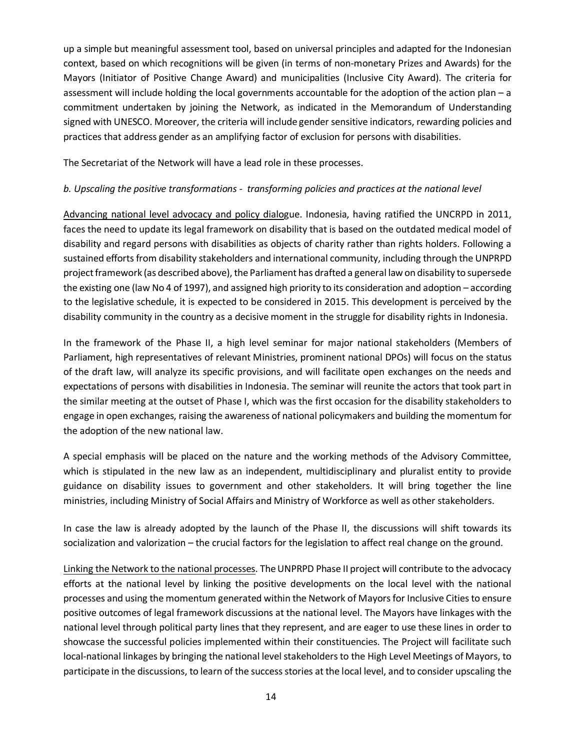up a simple but meaningful assessment tool, based on universal principles and adapted for the Indonesian context, based on which recognitions will be given (in terms of non-monetary Prizes and Awards) for the Mayors (Initiator of Positive Change Award) and municipalities (Inclusive City Award). The criteria for assessment will include holding the local governments accountable for the adoption of the action plan – a commitment undertaken by joining the Network, as indicated in the Memorandum of Understanding signed with UNESCO. Moreover, the criteria will include gender sensitive indicators, rewarding policies and practices that address gender as an amplifying factor of exclusion for persons with disabilities.

The Secretariat of the Network will have a lead role in these processes.

*b. Upscaling the positive transformations - transforming policies and practices at the national level*

Advancing national level advocacy and policy dialogue. Indonesia, having ratified the UNCRPD in 2011, faces the need to update its legal framework on disability that is based on the outdated medical model of disability and regard persons with disabilities as objects of charity rather than rights holders. Following a sustained efforts from disability stakeholders and international community, including through the UNPRPD project framework (as described above), the Parliament has drafted a general law on disability to supersede the existing one (law No 4 of 1997), and assigned high priority to its consideration and adoption – according to the legislative schedule, it is expected to be considered in 2015. This development is perceived by the disability community in the country as a decisive moment in the struggle for disability rights in Indonesia.

In the framework of the Phase II, a high level seminar for major national stakeholders (Members of Parliament, high representatives of relevant Ministries, prominent national DPOs) will focus on the status of the draft law, will analyze its specific provisions, and will facilitate open exchanges on the needs and expectations of persons with disabilities in Indonesia. The seminar will reunite the actors that took part in the similar meeting at the outset of Phase I, which was the first occasion for the disability stakeholders to engage in open exchanges, raising the awareness of national policymakers and building the momentum for the adoption of the new national law.

A special emphasis will be placed on the nature and the working methods of the Advisory Committee, which is stipulated in the new law as an independent, multidisciplinary and pluralist entity to provide guidance on disability issues to government and other stakeholders. It will bring together the line ministries, including Ministry of Social Affairs and Ministry of Workforce as well as other stakeholders.

In case the law is already adopted by the launch of the Phase II, the discussions will shift towards its socialization and valorization – the crucial factors for the legislation to affect real change on the ground.

Linking the Network to the national processes. The UNPRPD Phase II project will contribute to the advocacy efforts at the national level by linking the positive developments on the local level with the national processes and using the momentum generated within the Network of Mayors for Inclusive Cities to ensure positive outcomes of legal framework discussions at the national level. The Mayors have linkages with the national level through political party lines that they represent, and are eager to use these lines in order to showcase the successful policies implemented within their constituencies. The Project will facilitate such local-national linkages by bringing the national level stakeholders to the High Level Meetings of Mayors, to participate in the discussions, to learn of the success stories at the local level, and to consider upscaling the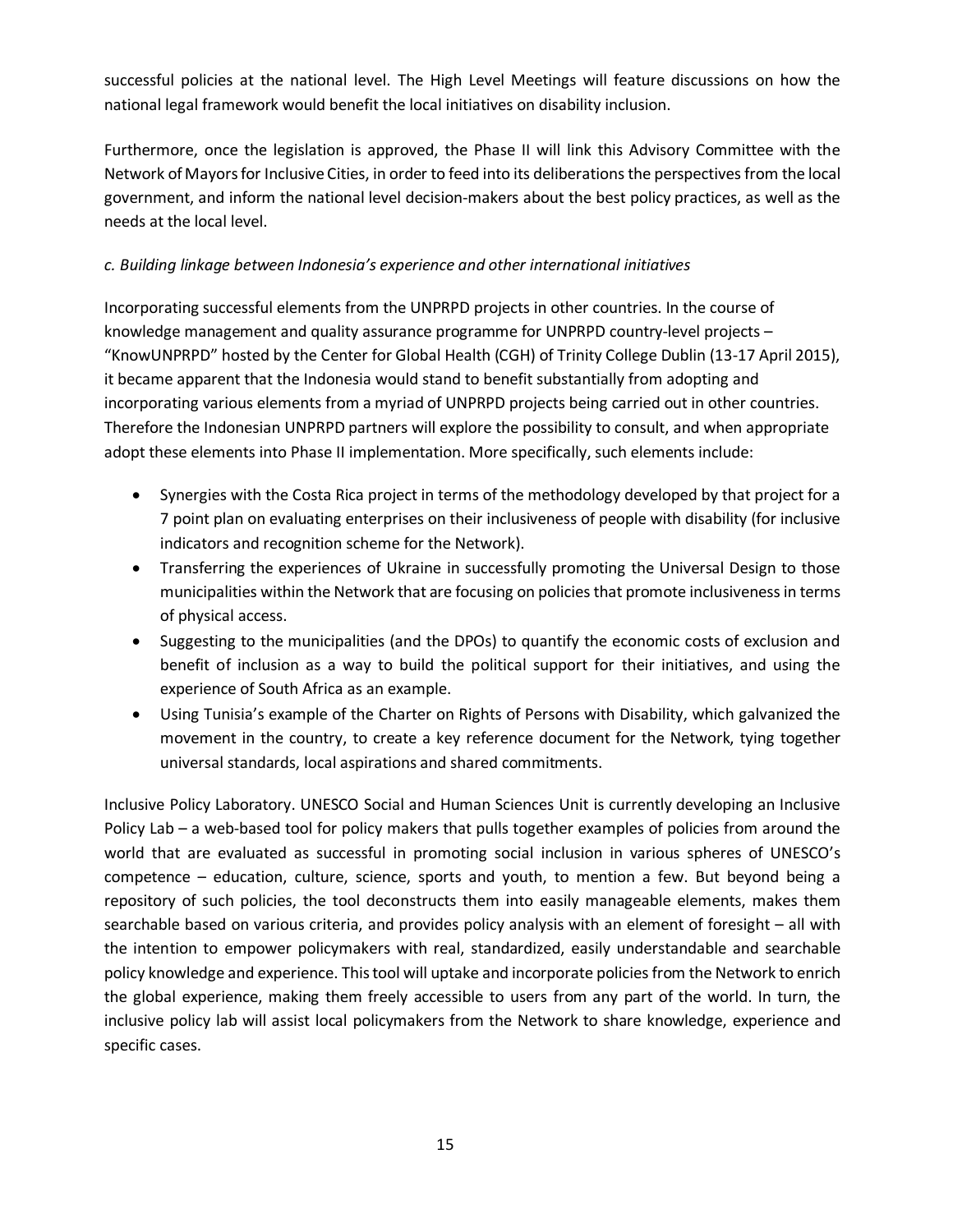successful policies at the national level. The High Level Meetings will feature discussions on how the national legal framework would benefit the local initiatives on disability inclusion.

Furthermore, once the legislation is approved, the Phase II will link this Advisory Committee with the Network of Mayors for Inclusive Cities, in order to feed into its deliberations the perspectives from the local government, and inform the national level decision-makers about the best policy practices, as well as the needs at the local level.

*c. Building linkage between Indonesia's experience and other international initiatives*

Incorporating successful elements from the UNPRPD projects in other countries. In the course of knowledge management and quality assurance programme for UNPRPD country-level projects – "KnowUNPRPD" hosted by the Center for Global Health (CGH) of Trinity College Dublin (13-17 April 2015), it became apparent that the Indonesia would stand to benefit substantially from adopting and incorporating various elements from a myriad of UNPRPD projects being carried out in other countries. Therefore the Indonesian UNPRPD partners will explore the possibility to consult, and when appropriate adopt these elements into Phase II implementation. More specifically, such elements include:

- Synergies with the Costa Rica project in terms of the methodology developed by that project for a 7 point plan on evaluating enterprises on their inclusiveness of people with disability (for inclusive indicators and recognition scheme for the Network).
- Transferring the experiences of Ukraine in successfully promoting the Universal Design to those municipalities within the Network that are focusing on policies that promote inclusiveness in terms of physical access.
- Suggesting to the municipalities (and the DPOs) to quantify the economic costs of exclusion and benefit of inclusion as a way to build the political support for their initiatives, and using the experience of South Africa as an example.
- Using Tunisia's example of the Charter on Rights of Persons with Disability, which galvanized the movement in the country, to create a key reference document for the Network, tying together universal standards, local aspirations and shared commitments.

Inclusive Policy Laboratory. UNESCO Social and Human Sciences Unit is currently developing an Inclusive Policy Lab – a web-based tool for policy makers that pulls together examples of policies from around the world that are evaluated as successful in promoting social inclusion in various spheres of UNESCO's competence – education, culture, science, sports and youth, to mention a few. But beyond being a repository of such policies, the tool deconstructs them into easily manageable elements, makes them searchable based on various criteria, and provides policy analysis with an element of foresight – all with the intention to empower policymakers with real, standardized, easily understandable and searchable policy knowledge and experience. This tool will uptake and incorporate policies from the Network to enrich the global experience, making them freely accessible to users from any part of the world. In turn, the inclusive policy lab will assist local policymakers from the Network to share knowledge, experience and specific cases.